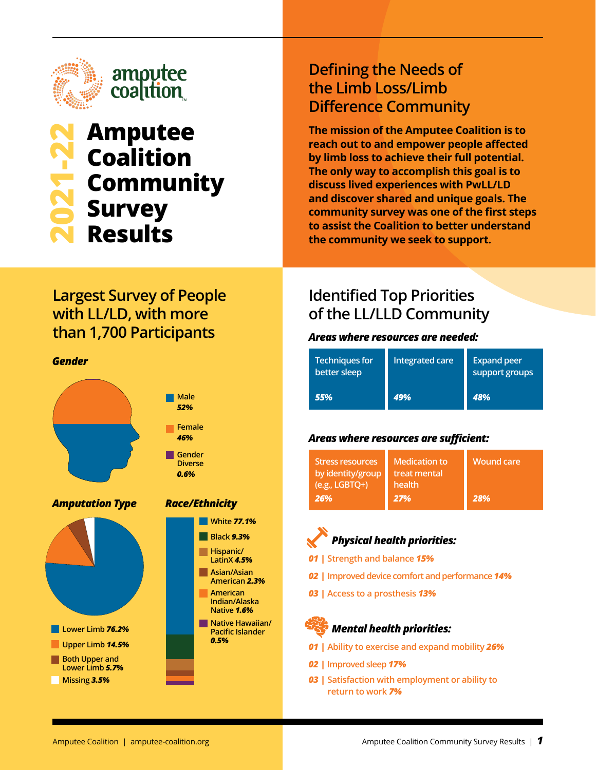amputee coalition

# 2021-22 Amputee Coalition Community Survey Results

## Defining the Needs of the Limb Loss/Limb Difference Community

**The mission of the Amputee Coalition is to reach out to and empower people affected by limb loss to achieve their full potential. The only way to accomplish this goal is to discuss lived experiences with PwLL/LD and discover shared and unique goals. The community survey was one of the first steps to assist the Coalition to better understand the community we seek to support.**

## Largest Survey of People with LL/LD, with more than 1,700 Participants

### *Gender*

- Male **52%**
- Female **46%**
- Gender Diverse **0.6%**

### *Amputation Type*

- Lower Limb ***76.2%***
- Upper Limb ***14.5%***
- Both Upper and Lower Limb ***5.7%***
- Missing ***3.5%***

### *Race/Ethnicity*

- White ***77.1%***
- Black ***9.3%***
- Hispanic/LatinX ***4.5%***
- Asian/Asian American ***2.3%***
- American Indian/Alaska Native ***1.6%***
- Native Hawaiian/Pacific Islander ***0.5%***

## Identified Top Priorities of the LL/LLD Community

### *Areas where resources are needed:*

| Techniques for better sleep | Integrated care | Expand peer support groups |
|---|---|---|
| ***55%*** | ***49%*** | ***48%*** |

### *Areas where resources are sufficient:*

| Stress resources by identity/group (e.g., LGBTQ+) | Medication to treat mental health | Wound care |
|---|---|---|
| ***26%*** | ***27%*** | ***28%*** |

### *Physical health priorities:*

**01 |** Strength and balance ***15%***

**02 |** Improved device comfort and performance ***14%***

**03 |** Access to a prosthesis ***13%***

### *Mental health priorities:*

**01 |** Ability to exercise and expand mobility ***26%***

**02 |** Improved sleep ***17%***

**03 |** Satisfaction with employment or ability to return to work ***7%***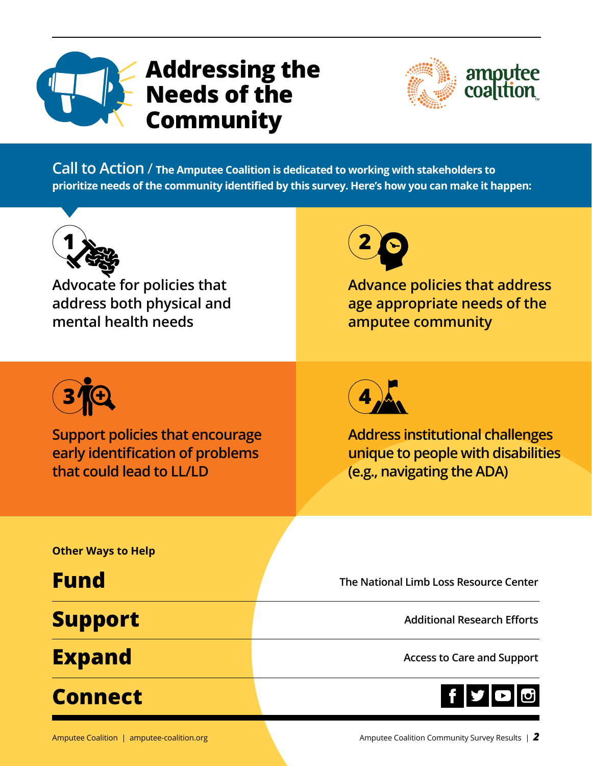# Addressing the Needs of the Community

amputee coalition

**Call to Action** / **The Amputee Coalition is dedicated to working with stakeholders to prioritize needs of the community identified by this survey. Here's how you can make it happen:**

1. Advocate for policies that address both physical and mental health needs

2. Advance policies that address age appropriate needs of the amputee community

3. Support policies that encourage early identification of problems that could lead to LL/LD

4. Address institutional challenges unique to people with disabilities (e.g., navigating the ADA)

**Other Ways to Help**

| | |
|---|---|
| **Fund** | The National Limb Loss Resource Center |
| **Support** | Additional Research Efforts |
| **Expand** | Access to Care and Support |
| **Connect** | |

Amputee Coalition | amputee-coalition.org